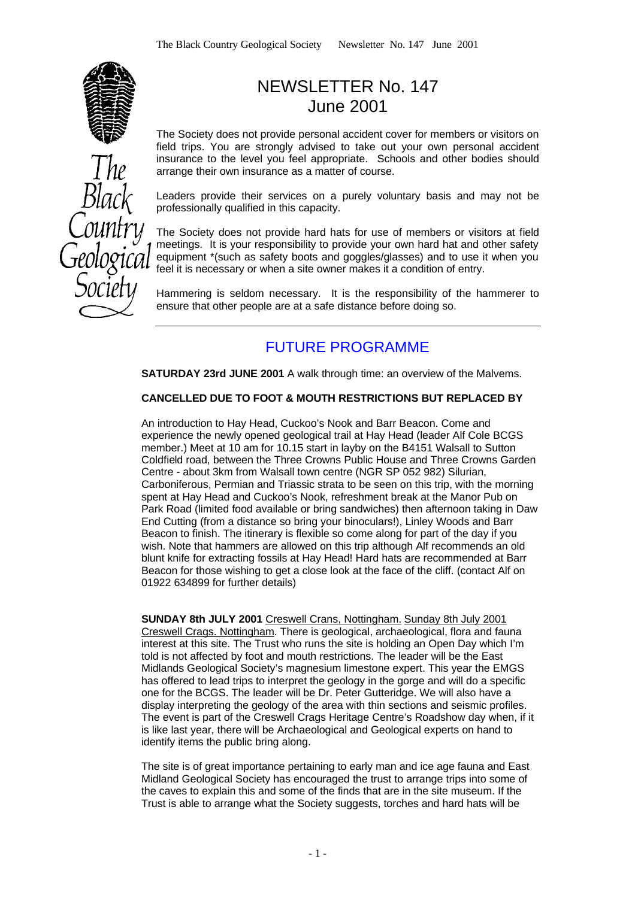# NEWSLETTER No. 147
# June 2001

The Society does not provide personal accident cover for members or visitors on field trips. You are strongly advised to take out your own personal accident insurance to the level you feel appropriate. Schools and other bodies should arrange their own insurance as a matter of course.

Leaders provide their services on a purely voluntary basis and may not be professionally qualified in this capacity.

The Society does not provide hard hats for use of members or visitors at field meetings. It is your responsibility to provide your own hard hat and other safety equipment *(such as safety boots and goggles/glasses) and to use it when you feel it is necessary or when a site owner makes it a condition of entry.

Hammering is seldom necessary. It is the responsibility of the hammerer to ensure that other people are at a safe distance before doing so.

---

## FUTURE PROGRAMME

**SATURDAY 23rd JUNE 2001** A walk through time: an overview of the Malvems.

**CANCELLED DUE TO FOOT & MOUTH RESTRICTIONS BUT REPLACED BY**

An introduction to Hay Head, Cuckoo's Nook and Barr Beacon. Come and experience the newly opened geological trail at Hay Head (leader Alf Cole BCGS member.) Meet at 10 am for 10.15 start in layby on the B4151 Walsall to Sutton Coldfield road, between the Three Crowns Public House and Three Crowns Garden Centre - about 3km from Walsall town centre (NGR SP 052 982) Silurian, Carboniferous, Permian and Triassic strata to be seen on this trip, with the morning spent at Hay Head and Cuckoo's Nook, refreshment break at the Manor Pub on Park Road (limited food available or bring sandwiches) then afternoon taking in Daw End Cutting (from a distance so bring your binoculars!), Linley Woods and Barr Beacon to finish. The itinerary is flexible so come along for part of the day if you wish. Note that hammers are allowed on this trip although Alf recommends an old blunt knife for extracting fossils at Hay Head! Hard hats are recommended at Barr Beacon for those wishing to get a close look at the face of the cliff. (contact Alf on 01922 634899 for further details)

**SUNDAY 8th JULY 2001** Creswell Crans, Nottingham. Sunday 8th July 2001 Creswell Crags. Nottingham. There is geological, archaeological, flora and fauna interest at this site. The Trust who runs the site is holding an Open Day which I'm told is not affected by foot and mouth restrictions. The leader will be the East Midlands Geological Society's magnesium limestone expert. This year the EMGS has offered to lead trips to interpret the geology in the gorge and will do a specific one for the BCGS. The leader will be Dr. Peter Gutteridge. We will also have a display interpreting the geology of the area with thin sections and seismic profiles. The event is part of the Creswell Crags Heritage Centre's Roadshow day when, if it is like last year, there will be Archaeological and Geological experts on hand to identify items the public bring along.

The site is of great importance pertaining to early man and ice age fauna and East Midland Geological Society has encouraged the trust to arrange trips into some of the caves to explain this and some of the finds that are in the site museum. If the Trust is able to arrange what the Society suggests, torches and hard hats will be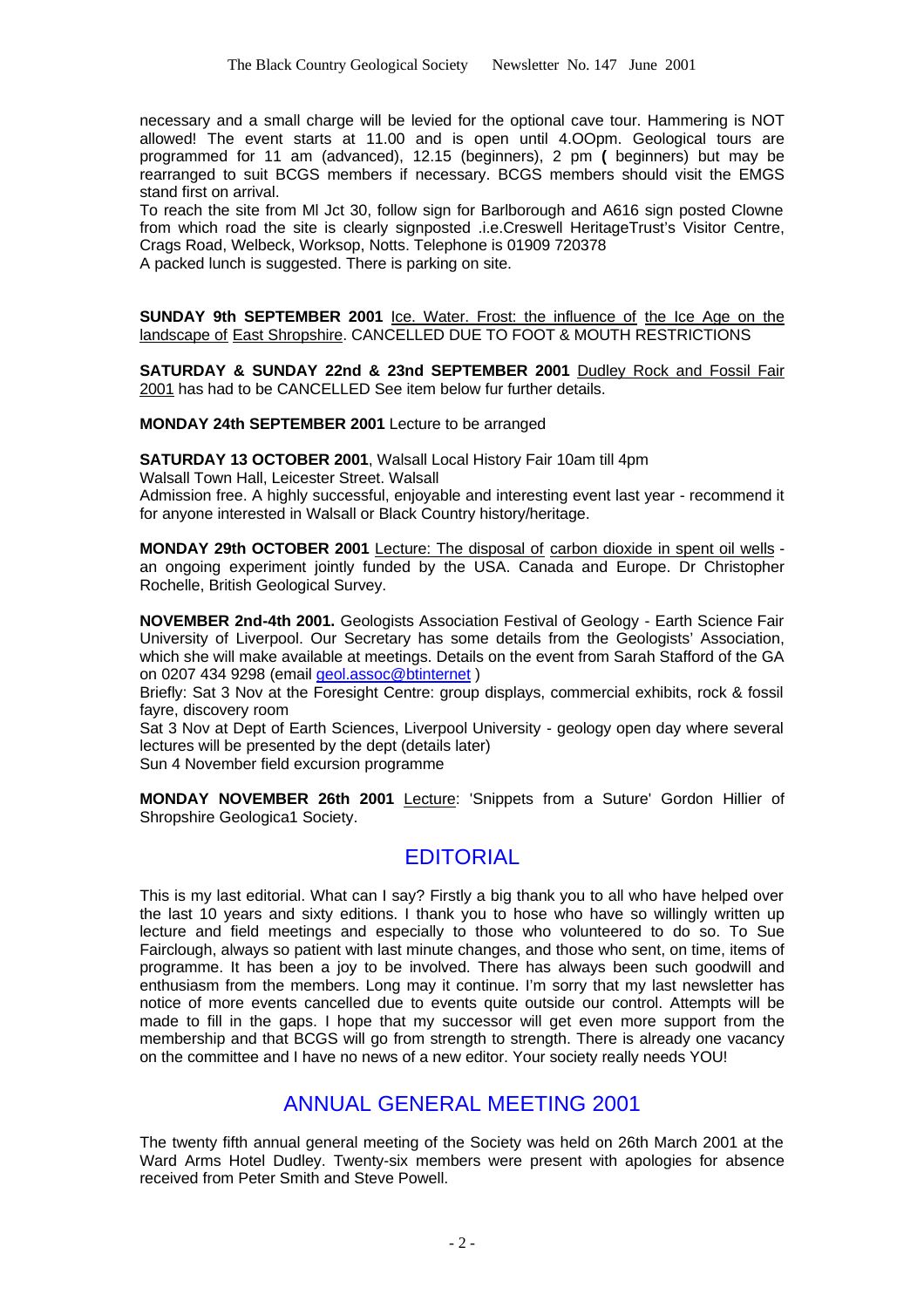necessary and a small charge will be levied for the optional cave tour. Hammering is NOT allowed! The event starts at 11.00 and is open until 4.OOpm. Geological tours are programmed for 11 am (advanced), 12.15 (beginners), 2 pm **(** beginners) but may be rearranged to suit BCGS members if necessary. BCGS members should visit the EMGS stand first on arrival.

To reach the site from Ml Jct 30, follow sign for Barlborough and A616 sign posted Clowne from which road the site is clearly signposted .i.e.Creswell HeritageTrust's Visitor Centre, Crags Road, Welbeck, Worksop, Notts. Telephone is 01909 720378

A packed lunch is suggested. There is parking on site.

**SUNDAY 9th SEPTEMBER 2001** Ice. Water. Frost: the influence of the Ice Age on the landscape of East Shropshire. CANCELLED DUE TO FOOT & MOUTH RESTRICTIONS

**SATURDAY & SUNDAY 22nd & 23nd SEPTEMBER 2001** Dudley Rock and Fossil Fair 2001 has had to be CANCELLED See item below fur further details.

**MONDAY 24th SEPTEMBER 2001** Lecture to be arranged

**SATURDAY 13 OCTOBER 2001**, Walsall Local History Fair 10am till 4pm

Walsall Town Hall, Leicester Street. Walsall

Admission free. A highly successful, enjoyable and interesting event last year - recommend it for anyone interested in Walsall or Black Country history/heritage.

**MONDAY 29th OCTOBER 2001** Lecture: The disposal of carbon dioxide in spent oil wells - an ongoing experiment jointly funded by the USA. Canada and Europe. Dr Christopher Rochelle, British Geological Survey.

**NOVEMBER 2nd-4th 2001.** Geologists Association Festival of Geology - Earth Science Fair University of Liverpool. Our Secretary has some details from the Geologists' Association, which she will make available at meetings. Details on the event from Sarah Stafford of the GA on 0207 434 9298 (email geol.assoc@btinternet )

Briefly: Sat 3 Nov at the Foresight Centre: group displays, commercial exhibits, rock & fossil fayre, discovery room

Sat 3 Nov at Dept of Earth Sciences, Liverpool University - geology open day where several lectures will be presented by the dept (details later)

Sun 4 November field excursion programme

**MONDAY NOVEMBER 26th 2001** Lecture: 'Snippets from a Suture' Gordon Hillier of Shropshire Geologica1 Society.

## EDITORIAL

This is my last editorial. What can I say? Firstly a big thank you to all who have helped over the last 10 years and sixty editions. I thank you to hose who have so willingly written up lecture and field meetings and especially to those who volunteered to do so. To Sue Fairclough, always so patient with last minute changes, and those who sent, on time, items of programme. It has been a joy to be involved. There has always been such goodwill and enthusiasm from the members. Long may it continue. I'm sorry that my last newsletter has notice of more events cancelled due to events quite outside our control. Attempts will be made to fill in the gaps. I hope that my successor will get even more support from the membership and that BCGS will go from strength to strength. There is already one vacancy on the committee and I have no news of a new editor. Your society really needs YOU!

## ANNUAL GENERAL MEETING 2001

The twenty fifth annual general meeting of the Society was held on 26th March 2001 at the Ward Arms Hotel Dudley. Twenty-six members were present with apologies for absence received from Peter Smith and Steve Powell.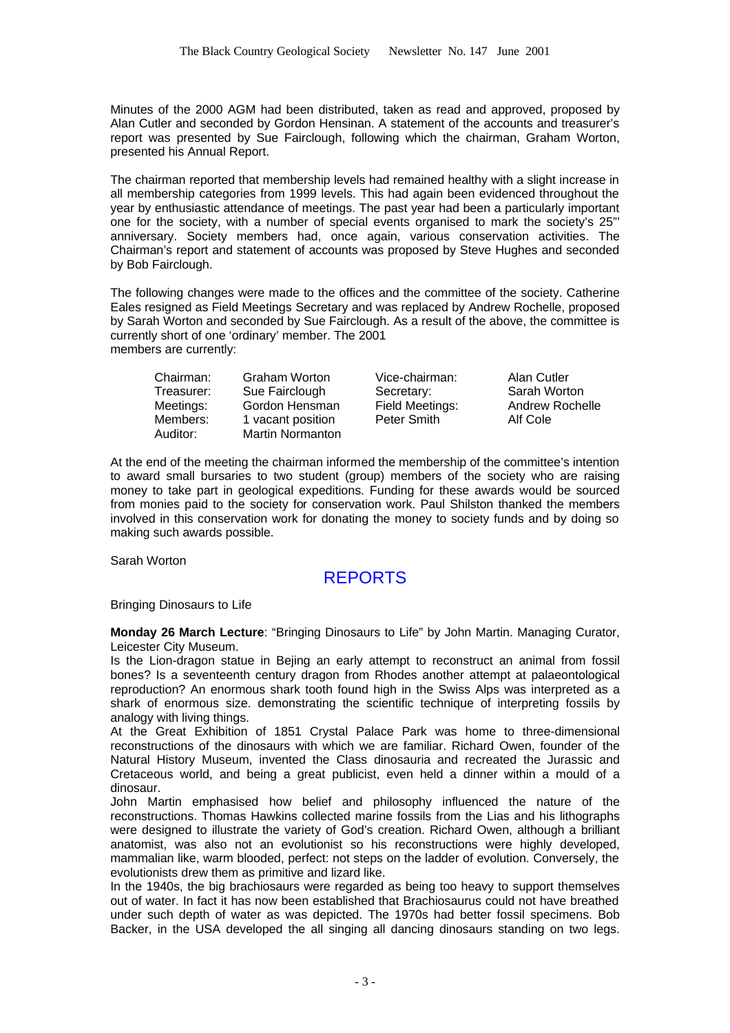Minutes of the 2000 AGM had been distributed, taken as read and approved, proposed by Alan Cutler and seconded by Gordon Hensinan. A statement of the accounts and treasurer's report was presented by Sue Fairclough, following which the chairman, Graham Worton, presented his Annual Report.

The chairman reported that membership levels had remained healthy with a slight increase in all membership categories from 1999 levels. This had again been evidenced throughout the year by enthusiastic attendance of meetings. The past year had been a particularly important one for the society, with a number of special events organised to mark the society's 25"' anniversary. Society members had, once again, various conservation activities. The Chairman's report and statement of accounts was proposed by Steve Hughes and seconded by Bob Fairclough.

The following changes were made to the offices and the committee of the society. Catherine Eales resigned as Field Meetings Secretary and was replaced by Andrew Rochelle, proposed by Sarah Worton and seconded by Sue Fairclough. As a result of the above, the committee is currently short of one 'ordinary' member. The 2001 members are currently:

| | | | |
|---|---|---|---|
| Chairman: | Graham Worton | Vice-chairman: | Alan Cutler |
| Treasurer: | Sue Fairclough | Secretary: | Sarah Worton |
| Meetings: | Gordon Hensman | Field Meetings: | Andrew Rochelle |
| Members: | 1 vacant position | Peter Smith | Alf Cole |
| Auditor: | Martin Normanton | | |

At the end of the meeting the chairman informed the membership of the committee's intention to award small bursaries to two student (group) members of the society who are raising money to take part in geological expeditions. Funding for these awards would be sourced from monies paid to the society for conservation work. Paul Shilston thanked the members involved in this conservation work for donating the money to society funds and by doing so making such awards possible.

Sarah Worton

## REPORTS

Bringing Dinosaurs to Life

**Monday 26 March Lecture**: "Bringing Dinosaurs to Life" by John Martin. Managing Curator, Leicester City Museum.

Is the Lion-dragon statue in Bejing an early attempt to reconstruct an animal from fossil bones? Is a seventeenth century dragon from Rhodes another attempt at palaeontological reproduction? An enormous shark tooth found high in the Swiss Alps was interpreted as a shark of enormous size. demonstrating the scientific technique of interpreting fossils by analogy with living things.

At the Great Exhibition of 1851 Crystal Palace Park was home to three-dimensional reconstructions of the dinosaurs with which we are familiar. Richard Owen, founder of the Natural History Museum, invented the Class dinosauria and recreated the Jurassic and Cretaceous world, and being a great publicist, even held a dinner within a mould of a dinosaur.

John Martin emphasised how belief and philosophy influenced the nature of the reconstructions. Thomas Hawkins collected marine fossils from the Lias and his lithographs were designed to illustrate the variety of God's creation. Richard Owen, although a brilliant anatomist, was also not an evolutionist so his reconstructions were highly developed, mammalian like, warm blooded, perfect: not steps on the ladder of evolution. Conversely, the evolutionists drew them as primitive and lizard like.

In the 1940s, the big brachiosaurs were regarded as being too heavy to support themselves out of water. In fact it has now been established that Brachiosaurus could not have breathed under such depth of water as was depicted. The 1970s had better fossil specimens. Bob Backer, in the USA developed the all singing all dancing dinosaurs standing on two legs.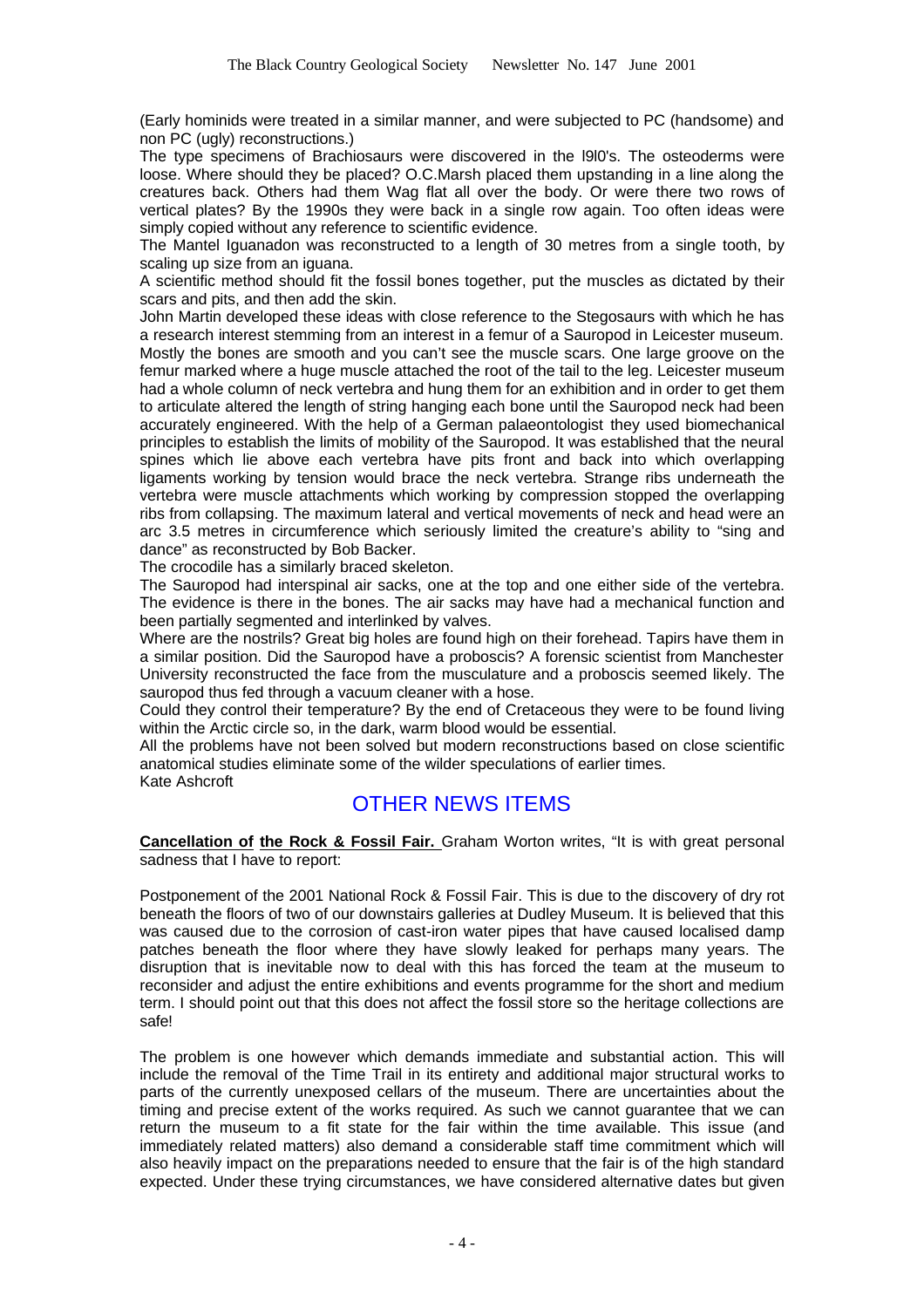(Early hominids were treated in a similar manner, and were subjected to PC (handsome) and non PC (ugly) reconstructions.)

The type specimens of Brachiosaurs were discovered in the l9l0's. The osteoderms were loose. Where should they be placed? O.C.Marsh placed them upstanding in a line along the creatures back. Others had them Wag flat all over the body. Or were there two rows of vertical plates? By the 1990s they were back in a single row again. Too often ideas were simply copied without any reference to scientific evidence.

The Mantel Iguanadon was reconstructed to a length of 30 metres from a single tooth, by scaling up size from an iguana.

A scientific method should fit the fossil bones together, put the muscles as dictated by their scars and pits, and then add the skin.

John Martin developed these ideas with close reference to the Stegosaurs with which he has a research interest stemming from an interest in a femur of a Sauropod in Leicester museum. Mostly the bones are smooth and you can't see the muscle scars. One large groove on the femur marked where a huge muscle attached the root of the tail to the leg. Leicester museum had a whole column of neck vertebra and hung them for an exhibition and in order to get them to articulate altered the length of string hanging each bone until the Sauropod neck had been accurately engineered. With the help of a German palaeontologist they used biomechanical principles to establish the limits of mobility of the Sauropod. It was established that the neural spines which lie above each vertebra have pits front and back into which overlapping ligaments working by tension would brace the neck vertebra. Strange ribs underneath the vertebra were muscle attachments which working by compression stopped the overlapping ribs from collapsing. The maximum lateral and vertical movements of neck and head were an arc 3.5 metres in circumference which seriously limited the creature's ability to "sing and dance" as reconstructed by Bob Backer.

The crocodile has a similarly braced skeleton.

The Sauropod had interspinal air sacks, one at the top and one either side of the vertebra. The evidence is there in the bones. The air sacks may have had a mechanical function and been partially segmented and interlinked by valves.

Where are the nostrils? Great big holes are found high on their forehead. Tapirs have them in a similar position. Did the Sauropod have a proboscis? A forensic scientist from Manchester University reconstructed the face from the musculature and a proboscis seemed likely. The sauropod thus fed through a vacuum cleaner with a hose.

Could they control their temperature? By the end of Cretaceous they were to be found living within the Arctic circle so, in the dark, warm blood would be essential.

All the problems have not been solved but modern reconstructions based on close scientific anatomical studies eliminate some of the wilder speculations of earlier times.

Kate Ashcroft

## OTHER NEWS ITEMS

**Cancellation of the Rock & Fossil Fair.** Graham Worton writes, "It is with great personal sadness that I have to report:

Postponement of the 2001 National Rock & Fossil Fair. This is due to the discovery of dry rot beneath the floors of two of our downstairs galleries at Dudley Museum. It is believed that this was caused due to the corrosion of cast-iron water pipes that have caused localised damp patches beneath the floor where they have slowly leaked for perhaps many years. The disruption that is inevitable now to deal with this has forced the team at the museum to reconsider and adjust the entire exhibitions and events programme for the short and medium term. I should point out that this does not affect the fossil store so the heritage collections are safe!

The problem is one however which demands immediate and substantial action. This will include the removal of the Time Trail in its entirety and additional major structural works to parts of the currently unexposed cellars of the museum. There are uncertainties about the timing and precise extent of the works required. As such we cannot guarantee that we can return the museum to a fit state for the fair within the time available. This issue (and immediately related matters) also demand a considerable staff time commitment which will also heavily impact on the preparations needed to ensure that the fair is of the high standard expected. Under these trying circumstances, we have considered alternative dates but given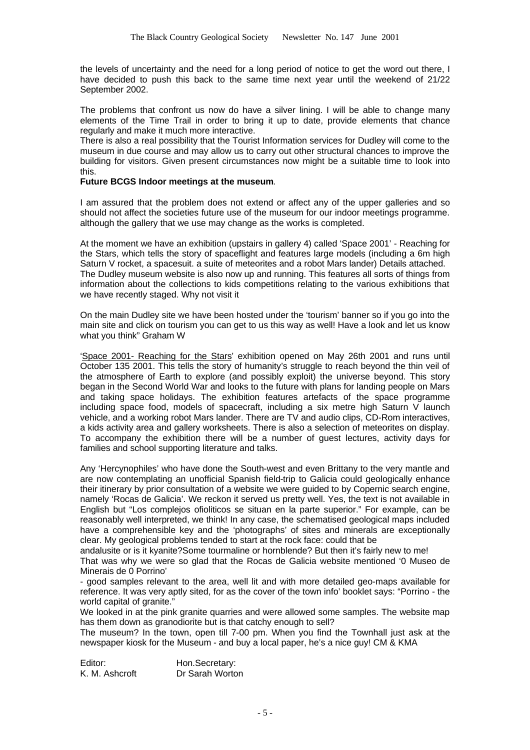the levels of uncertainty and the need for a long period of notice to get the word out there, I have decided to push this back to the same time next year until the weekend of 21/22 September 2002.

The problems that confront us now do have a silver lining. I will be able to change many elements of the Time Trail in order to bring it up to date, provide elements that chance regularly and make it much more interactive.

There is also a real possibility that the Tourist Information services for Dudley will come to the museum in due course and may allow us to carry out other structural chances to improve the building for visitors. Given present circumstances now might be a suitable time to look into this.

**Future BCGS Indoor meetings at the museum**.

I am assured that the problem does not extend or affect any of the upper galleries and so should not affect the societies future use of the museum for our indoor meetings programme. although the gallery that we use may change as the works is completed.

At the moment we have an exhibition (upstairs in gallery 4) called 'Space 2001' - Reaching for the Stars, which tells the story of spaceflight and features large models (including a 6m high Saturn V rocket, a spacesuit. a suite of meteorites and a robot Mars lander) Details attached.
The Dudley museum website is also now up and running. This features all sorts of things from information about the collections to kids competitions relating to the various exhibitions that we have recently staged. Why not visit it

On the main Dudley site we have been hosted under the 'tourism' banner so if you go into the main site and click on tourism you can get to us this way as well! Have a look and let us know what you think" Graham W

'Space 2001- Reaching for the Stars' exhibition opened on May 26th 2001 and runs until October 135 2001. This tells the story of humanity's struggle to reach beyond the thin veil of the atmosphere of Earth to explore (and possibly exploit) the universe beyond. This story began in the Second World War and looks to the future with plans for landing people on Mars and taking space holidays. The exhibition features artefacts of the space programme including space food, models of spacecraft, including a six metre high Saturn V launch vehicle, and a working robot Mars lander. There are TV and audio clips, CD-Rom interactives, a kids activity area and gallery worksheets. There is also a selection of meteorites on display. To accompany the exhibition there will be a number of guest lectures, activity days for families and school supporting literature and talks.

Any 'Hercynophiles' who have done the South-west and even Brittany to the very mantle and are now contemplating an unofficial Spanish field-trip to Galicia could geologically enhance their itinerary by prior consultation of a website we were guided to by Copernic search engine, namely 'Rocas de Galicia'. We reckon it served us pretty well. Yes, the text is not available in English but "Los complejos ofioliticos se situan en la parte superior." For example, can be reasonably well interpreted, we think! In any case, the schematised geological maps included have a comprehensible key and the 'photographs' of sites and minerals are exceptionally clear. My geological problems tended to start at the rock face: could that be andalusite or is it kyanite?Some tourmaline or hornblende? But then it's fairly new to me!
That was why we were so glad that the Rocas de Galicia website mentioned '0 Museo de Minerais de 0 Porrino'
- good samples relevant to the area, well lit and with more detailed geo-maps available for reference. It was very aptly sited, for as the cover of the town info' booklet says: "Porrino - the world capital of granite."
We looked in at the pink granite quarries and were allowed some samples. The website map has them down as granodiorite but is that catchy enough to sell?
The museum? In the town, open till 7-00 pm. When you find the Townhall just ask at the newspaper kiosk for the Museum - and buy a local paper, he's a nice guy! CM & KMA

| | |
|---|---|
| Editor: | Hon.Secretary: |
| K. M. Ashcroft | Dr Sarah Worton |